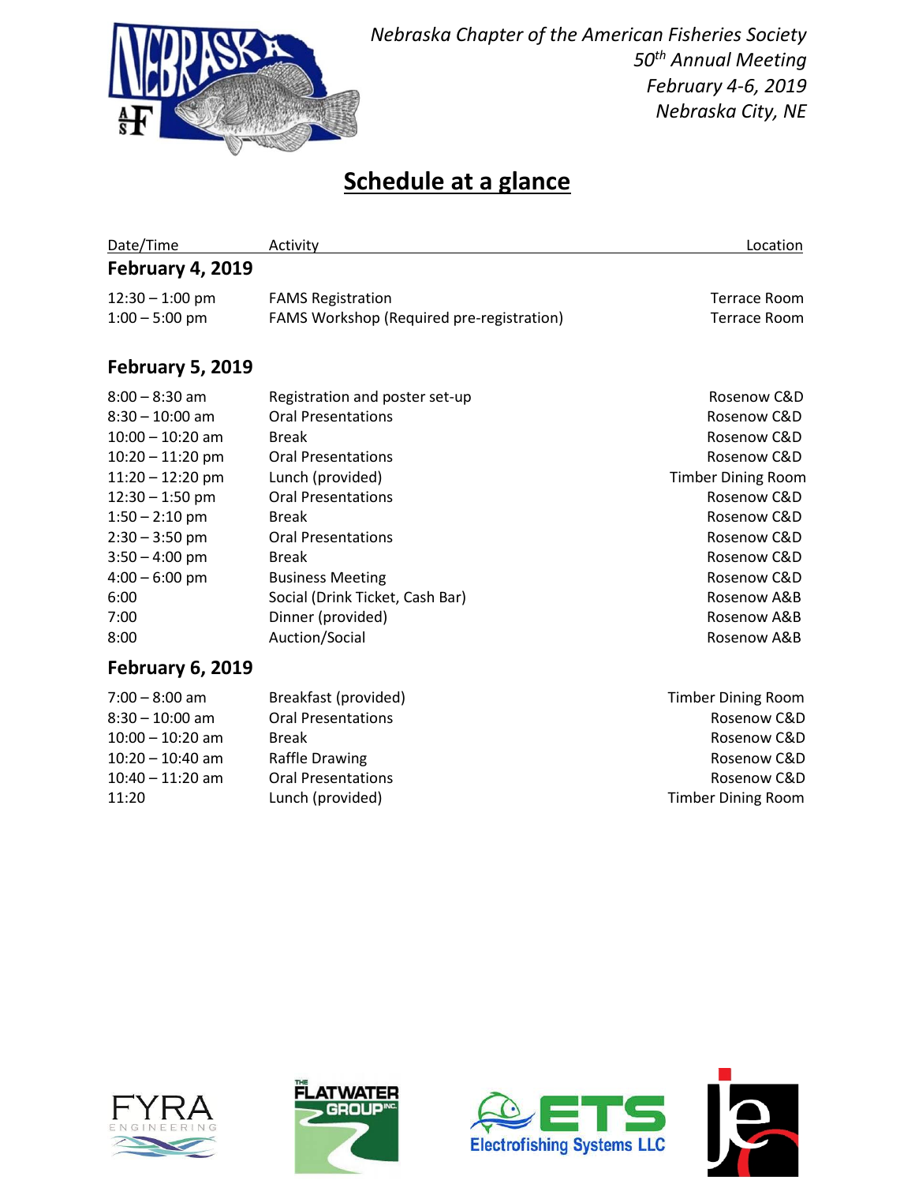*Nebraska Chapter of the American Fisheries Society*
*50th Annual Meeting*
*February 4-6, 2019*
*Nebraska City, NE*

# Schedule at a glance

| Date/Time | Activity | Location |
|---|---|---|
| **February 4, 2019** | | |
| 12:30 – 1:00 pm | FAMS Registration | Terrace Room |
| 1:00 – 5:00 pm | FAMS Workshop (Required pre-registration) | Terrace Room |
| **February 5, 2019** | | |
| 8:00 – 8:30 am | Registration and poster set-up | Rosenow C&D |
| 8:30 – 10:00 am | Oral Presentations | Rosenow C&D |
| 10:00 – 10:20 am | Break | Rosenow C&D |
| 10:20 – 11:20 pm | Oral Presentations | Rosenow C&D |
| 11:20 – 12:20 pm | Lunch (provided) | Timber Dining Room |
| 12:30 – 1:50 pm | Oral Presentations | Rosenow C&D |
| 1:50 – 2:10 pm | Break | Rosenow C&D |
| 2:30 – 3:50 pm | Oral Presentations | Rosenow C&D |
| 3:50 – 4:00 pm | Break | Rosenow C&D |
| 4:00 – 6:00 pm | Business Meeting | Rosenow C&D |
| 6:00 | Social (Drink Ticket, Cash Bar) | Rosenow A&B |
| 7:00 | Dinner (provided) | Rosenow A&B |
| 8:00 | Auction/Social | Rosenow A&B |
| **February 6, 2019** | | |
| 7:00 – 8:00 am | Breakfast (provided) | Timber Dining Room |
| 8:30 – 10:00 am | Oral Presentations | Rosenow C&D |
| 10:00 – 10:20 am | Break | Rosenow C&D |
| 10:20 – 10:40 am | Raffle Drawing | Rosenow C&D |
| 10:40 – 11:20 am | Oral Presentations | Rosenow C&D |
| 11:20 | Lunch (provided) | Timber Dining Room |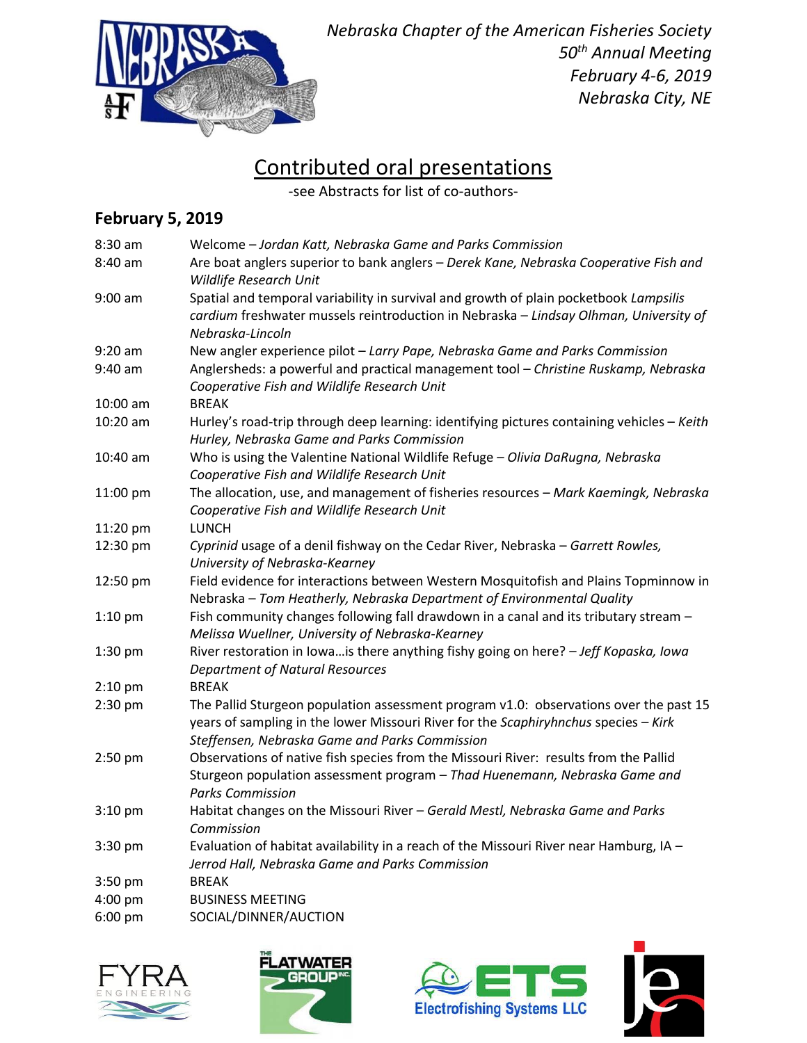*Nebraska Chapter of the American Fisheries Society*
*50th Annual Meeting*
*February 4-6, 2019*
*Nebraska City, NE*

# Contributed oral presentations

-see Abstracts for list of co-authors-

## February 5, 2019

| | |
|---|---|
| 8:30 am | Welcome – *Jordan Katt, Nebraska Game and Parks Commission* |
| 8:40 am | Are boat anglers superior to bank anglers – *Derek Kane, Nebraska Cooperative Fish and Wildlife Research Unit* |
| 9:00 am | Spatial and temporal variability in survival and growth of plain pocketbook *Lampsilis cardium* freshwater mussels reintroduction in Nebraska – *Lindsay Olhman, University of Nebraska-Lincoln* |
| 9:20 am | New angler experience pilot – *Larry Pape, Nebraska Game and Parks Commission* |
| 9:40 am | Anglersheds: a powerful and practical management tool – *Christine Ruskamp, Nebraska Cooperative Fish and Wildlife Research Unit* |
| 10:00 am | BREAK |
| 10:20 am | Hurley's road-trip through deep learning: identifying pictures containing vehicles – *Keith Hurley, Nebraska Game and Parks Commission* |
| 10:40 am | Who is using the Valentine National Wildlife Refuge – *Olivia DaRugna, Nebraska Cooperative Fish and Wildlife Research Unit* |
| 11:00 pm | The allocation, use, and management of fisheries resources – *Mark Kaemingk, Nebraska Cooperative Fish and Wildlife Research Unit* |
| 11:20 pm | LUNCH |
| 12:30 pm | *Cyprinid* usage of a denil fishway on the Cedar River, Nebraska – *Garrett Rowles, University of Nebraska-Kearney* |
| 12:50 pm | Field evidence for interactions between Western Mosquitofish and Plains Topminnow in Nebraska – *Tom Heatherly, Nebraska Department of Environmental Quality* |
| 1:10 pm | Fish community changes following fall drawdown in a canal and its tributary stream – *Melissa Wuellner, University of Nebraska-Kearney* |
| 1:30 pm | River restoration in Iowa…is there anything fishy going on here? – *Jeff Kopaska, Iowa Department of Natural Resources* |
| 2:10 pm | BREAK |
| 2:30 pm | The Pallid Sturgeon population assessment program v1.0: observations over the past 15 years of sampling in the lower Missouri River for the *Scaphiryhnchus* species – *Kirk Steffensen, Nebraska Game and Parks Commission* |
| 2:50 pm | Observations of native fish species from the Missouri River: results from the Pallid Sturgeon population assessment program – *Thad Huenemann, Nebraska Game and Parks Commission* |
| 3:10 pm | Habitat changes on the Missouri River – *Gerald Mestl, Nebraska Game and Parks Commission* |
| 3:30 pm | Evaluation of habitat availability in a reach of the Missouri River near Hamburg, IA – *Jerrod Hall, Nebraska Game and Parks Commission* |
| 3:50 pm | BREAK |
| 4:00 pm | BUSINESS MEETING |
| 6:00 pm | SOCIAL/DINNER/AUCTION |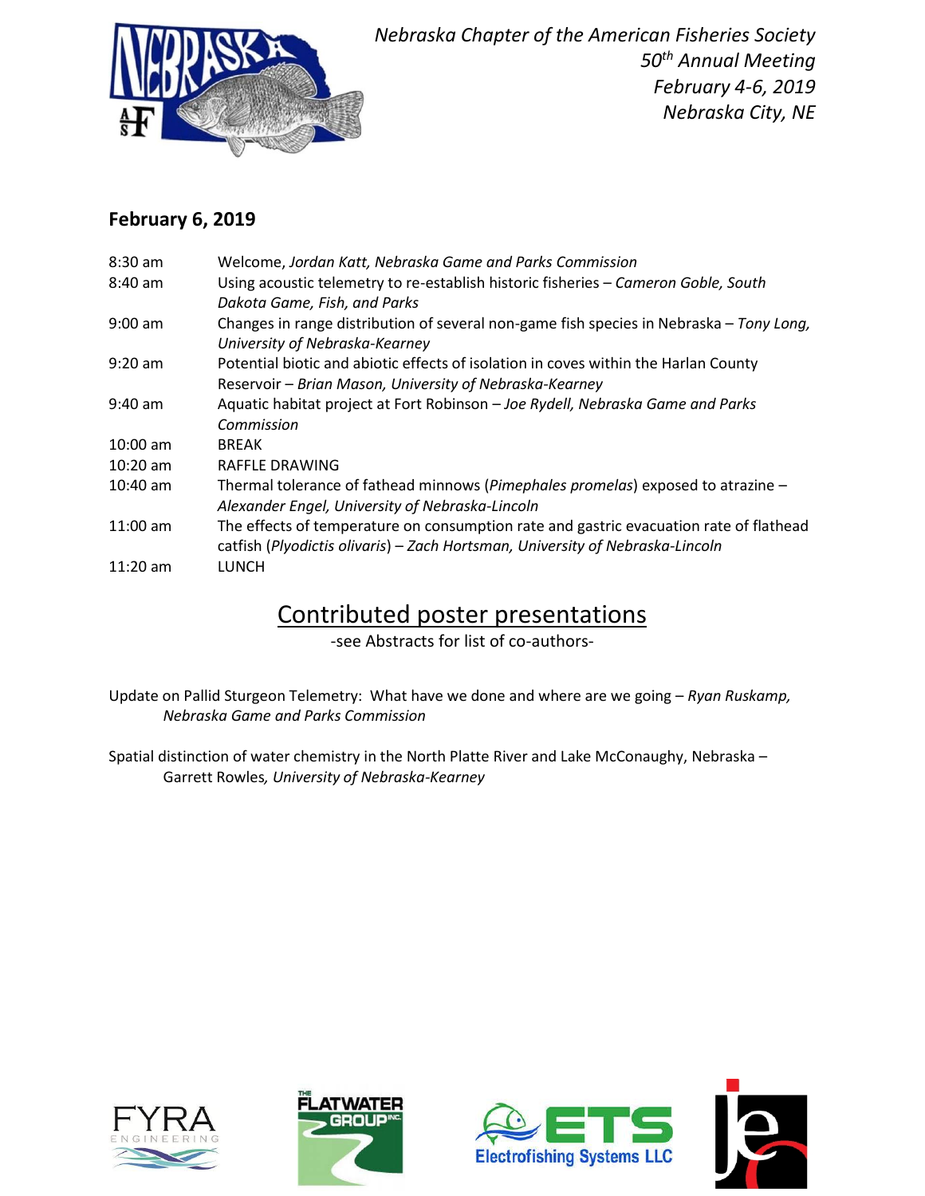Nebraska Chapter of the American Fisheries Society
*50th Annual Meeting*
*February 4-6, 2019*
*Nebraska City, NE*

## February 6, 2019

| | |
|---|---|
| 8:30 am | Welcome, *Jordan Katt, Nebraska Game and Parks Commission* |
| 8:40 am | Using acoustic telemetry to re-establish historic fisheries – *Cameron Goble, South Dakota Game, Fish, and Parks* |
| 9:00 am | Changes in range distribution of several non-game fish species in Nebraska – *Tony Long, University of Nebraska-Kearney* |
| 9:20 am | Potential biotic and abiotic effects of isolation in coves within the Harlan County Reservoir – *Brian Mason, University of Nebraska-Kearney* |
| 9:40 am | Aquatic habitat project at Fort Robinson – *Joe Rydell, Nebraska Game and Parks Commission* |
| 10:00 am | BREAK |
| 10:20 am | RAFFLE DRAWING |
| 10:40 am | Thermal tolerance of fathead minnows (*Pimephales promelas*) exposed to atrazine – *Alexander Engel, University of Nebraska-Lincoln* |
| 11:00 am | The effects of temperature on consumption rate and gastric evacuation rate of flathead catfish (*Plyodictis olivaris*) – *Zach Hortsman, University of Nebraska-Lincoln* |
| 11:20 am | LUNCH |

## Contributed poster presentations

-see Abstracts for list of co-authors-

Update on Pallid Sturgeon Telemetry: What have we done and where are we going – *Ryan Ruskamp, Nebraska Game and Parks Commission*

Spatial distinction of water chemistry in the North Platte River and Lake McConaughy, Nebraska – Garrett Rowles*, University of Nebraska-Kearney*